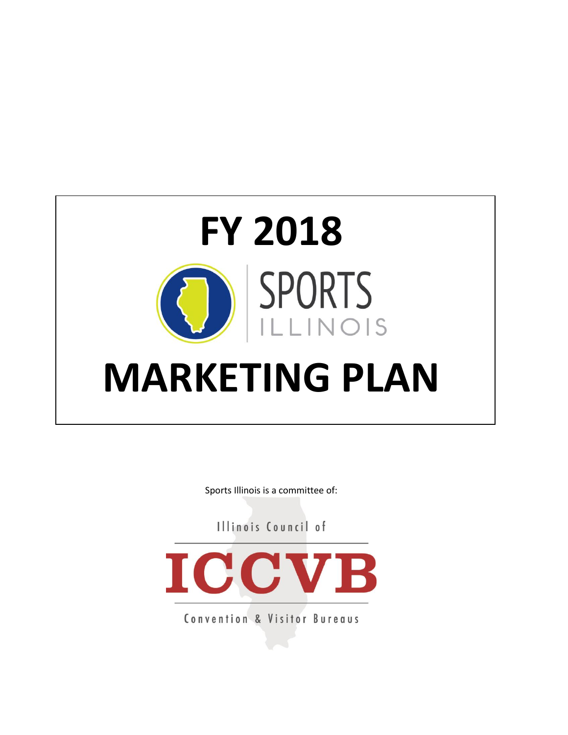# FY 2018

SPORTS ILLINOIS

# MARKETING PLAN

Sports Illinois is a committee of:

Illinois Council of

ICCVB

Convention & Visitor Bureaus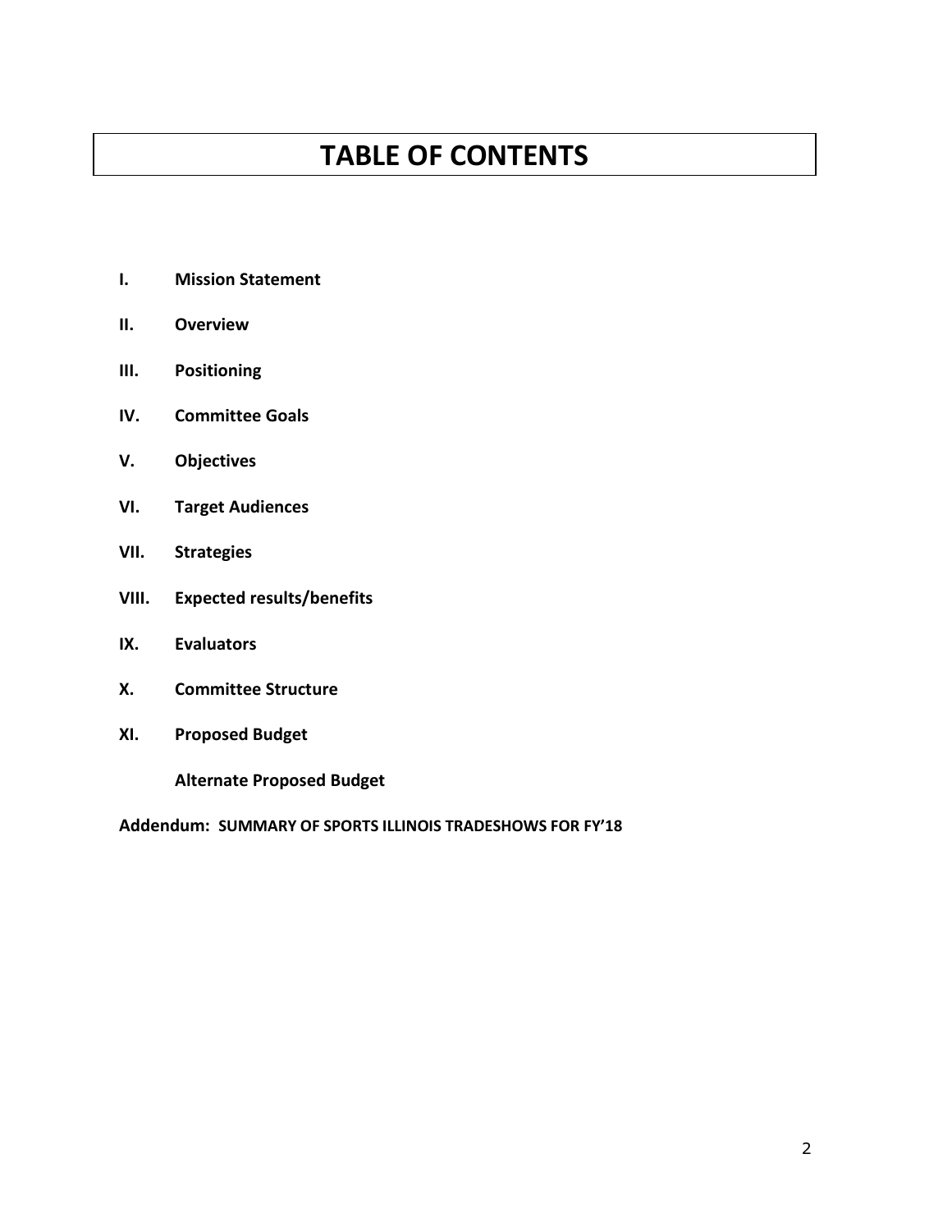# TABLE OF CONTENTS

- **I. Mission Statement**
- **II. Overview**
- **III. Positioning**
- **IV. Committee Goals**
- **V. Objectives**
- **VI. Target Audiences**
- **VII. Strategies**
- **VIII. Expected results/benefits**
- **IX. Evaluators**
- **X. Committee Structure**
- **XI. Proposed Budget**

  **Alternate Proposed Budget**

**Addendum: SUMMARY OF SPORTS ILLINOIS TRADESHOWS FOR FY'18**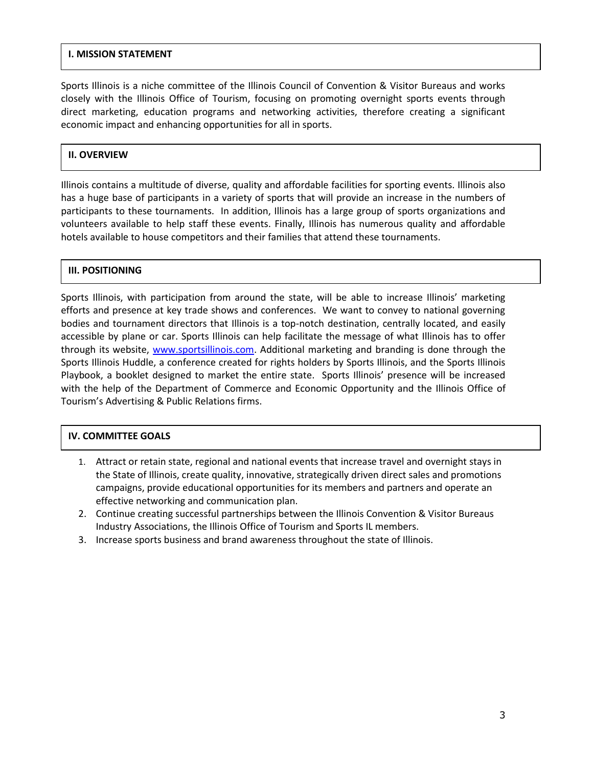## I. MISSION STATEMENT

Sports Illinois is a niche committee of the Illinois Council of Convention & Visitor Bureaus and works closely with the Illinois Office of Tourism, focusing on promoting overnight sports events through direct marketing, education programs and networking activities, therefore creating a significant economic impact and enhancing opportunities for all in sports.

## II. OVERVIEW

Illinois contains a multitude of diverse, quality and affordable facilities for sporting events. Illinois also has a huge base of participants in a variety of sports that will provide an increase in the numbers of participants to these tournaments. In addition, Illinois has a large group of sports organizations and volunteers available to help staff these events. Finally, Illinois has numerous quality and affordable hotels available to house competitors and their families that attend these tournaments.

## III. POSITIONING

Sports Illinois, with participation from around the state, will be able to increase Illinois' marketing efforts and presence at key trade shows and conferences. We want to convey to national governing bodies and tournament directors that Illinois is a top-notch destination, centrally located, and easily accessible by plane or car. Sports Illinois can help facilitate the message of what Illinois has to offer through its website, [www.sportsillinois.com](http://www.sportsillinois.com). Additional marketing and branding is done through the Sports Illinois Huddle, a conference created for rights holders by Sports Illinois, and the Sports Illinois Playbook, a booklet designed to market the entire state. Sports Illinois' presence will be increased with the help of the Department of Commerce and Economic Opportunity and the Illinois Office of Tourism's Advertising & Public Relations firms.

## IV. COMMITTEE GOALS

1. Attract or retain state, regional and national events that increase travel and overnight stays in the State of Illinois, create quality, innovative, strategically driven direct sales and promotions campaigns, provide educational opportunities for its members and partners and operate an effective networking and communication plan.
2. Continue creating successful partnerships between the Illinois Convention & Visitor Bureaus Industry Associations, the Illinois Office of Tourism and Sports IL members.
3. Increase sports business and brand awareness throughout the state of Illinois.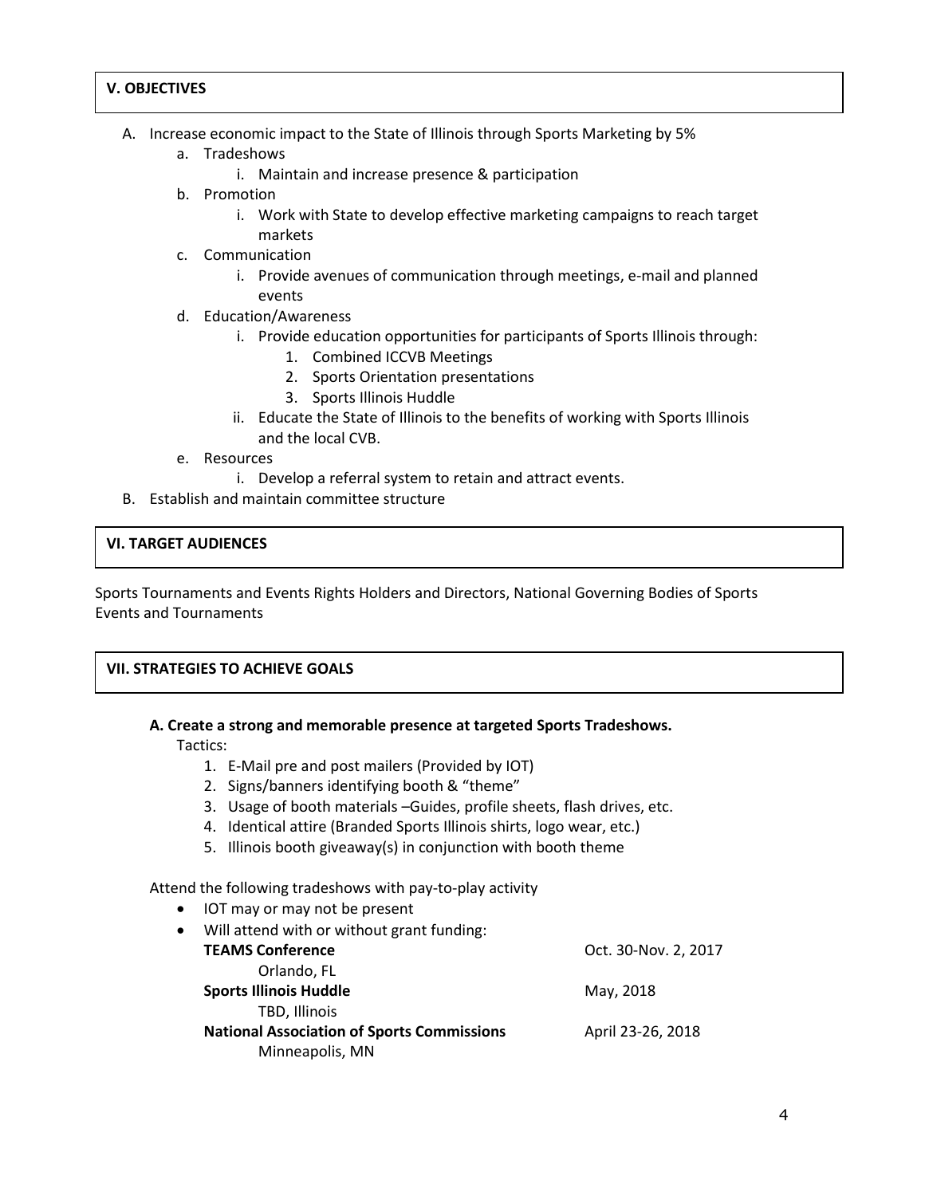## V. OBJECTIVES

A. Increase economic impact to the State of Illinois through Sports Marketing by 5%
   a. Tradeshows
      i. Maintain and increase presence & participation
   b. Promotion
      i. Work with State to develop effective marketing campaigns to reach target markets
   c. Communication
      i. Provide avenues of communication through meetings, e-mail and planned events
   d. Education/Awareness
      i. Provide education opportunities for participants of Sports Illinois through:
         1. Combined ICCVB Meetings
         2. Sports Orientation presentations
         3. Sports Illinois Huddle
      ii. Educate the State of Illinois to the benefits of working with Sports Illinois and the local CVB.
   e. Resources
      i. Develop a referral system to retain and attract events.

B. Establish and maintain committee structure

## VI. TARGET AUDIENCES

Sports Tournaments and Events Rights Holders and Directors, National Governing Bodies of Sports Events and Tournaments

## VII. STRATEGIES TO ACHIEVE GOALS

**A. Create a strong and memorable presence at targeted Sports Tradeshows.**

Tactics:

1. E-Mail pre and post mailers (Provided by IOT)
2. Signs/banners identifying booth & "theme"
3. Usage of booth materials –Guides, profile sheets, flash drives, etc.
4. Identical attire (Branded Sports Illinois shirts, logo wear, etc.)
5. Illinois booth giveaway(s) in conjunction with booth theme

Attend the following tradeshows with pay-to-play activity

- IOT may or may not be present
- Will attend with or without grant funding:

| Tradeshow | Date |
|---|---|
| **TEAMS Conference**<br>Orlando, FL | Oct. 30-Nov. 2, 2017 |
| **Sports Illinois Huddle**<br>TBD, Illinois | May, 2018 |
| **National Association of Sports Commissions**<br>Minneapolis, MN | April 23-26, 2018 |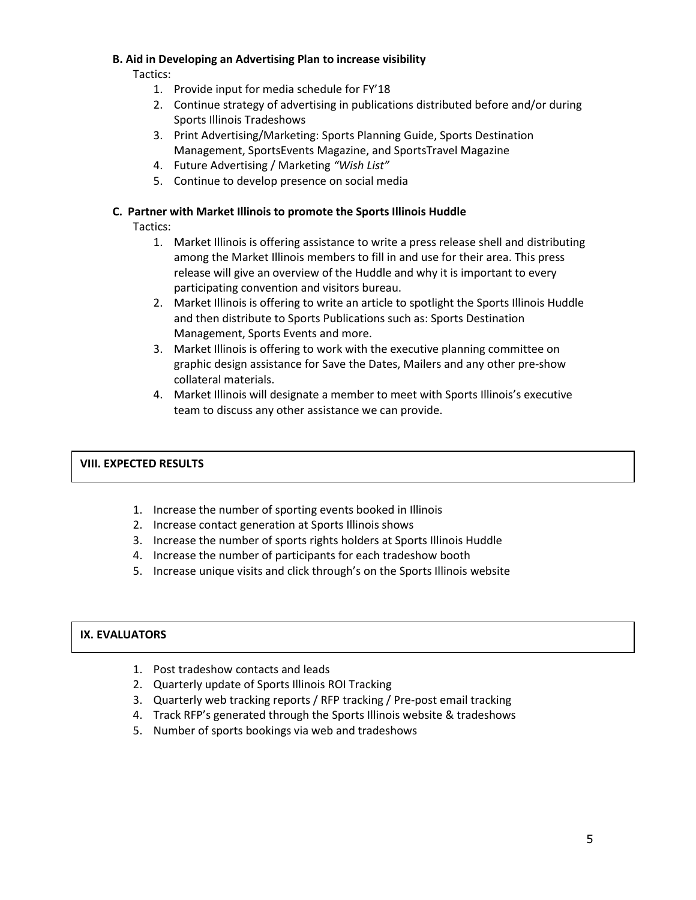**B. Aid in Developing an Advertising Plan to increase visibility**

Tactics:

1. Provide input for media schedule for FY'18
2. Continue strategy of advertising in publications distributed before and/or during Sports Illinois Tradeshows
3. Print Advertising/Marketing: Sports Planning Guide, Sports Destination Management, SportsEvents Magazine, and SportsTravel Magazine
4. Future Advertising / Marketing *"Wish List"*
5. Continue to develop presence on social media

**C. Partner with Market Illinois to promote the Sports Illinois Huddle**

Tactics:

1. Market Illinois is offering assistance to write a press release shell and distributing among the Market Illinois members to fill in and use for their area. This press release will give an overview of the Huddle and why it is important to every participating convention and visitors bureau.
2. Market Illinois is offering to write an article to spotlight the Sports Illinois Huddle and then distribute to Sports Publications such as: Sports Destination Management, Sports Events and more.
3. Market Illinois is offering to work with the executive planning committee on graphic design assistance for Save the Dates, Mailers and any other pre-show collateral materials.
4. Market Illinois will designate a member to meet with Sports Illinois's executive team to discuss any other assistance we can provide.

## VIII. EXPECTED RESULTS

1. Increase the number of sporting events booked in Illinois
2. Increase contact generation at Sports Illinois shows
3. Increase the number of sports rights holders at Sports Illinois Huddle
4. Increase the number of participants for each tradeshow booth
5. Increase unique visits and click through's on the Sports Illinois website

## IX. EVALUATORS

1. Post tradeshow contacts and leads
2. Quarterly update of Sports Illinois ROI Tracking
3. Quarterly web tracking reports / RFP tracking / Pre-post email tracking
4. Track RFP's generated through the Sports Illinois website & tradeshows
5. Number of sports bookings via web and tradeshows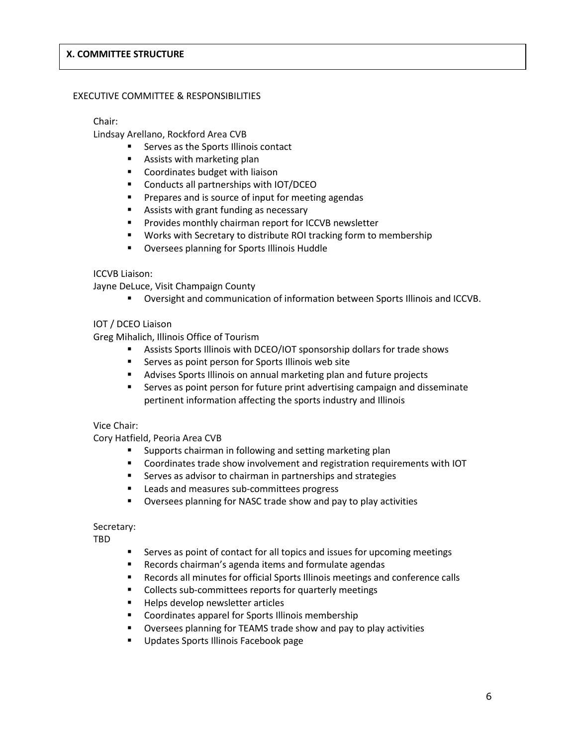## X. COMMITTEE STRUCTURE

EXECUTIVE COMMITTEE & RESPONSIBILITIES

Chair:
Lindsay Arellano, Rockford Area CVB

- Serves as the Sports Illinois contact
- Assists with marketing plan
- Coordinates budget with liaison
- Conducts all partnerships with IOT/DCEO
- Prepares and is source of input for meeting agendas
- Assists with grant funding as necessary
- Provides monthly chairman report for ICCVB newsletter
- Works with Secretary to distribute ROI tracking form to membership
- Oversees planning for Sports Illinois Huddle

ICCVB Liaison:
Jayne DeLuce, Visit Champaign County

- Oversight and communication of information between Sports Illinois and ICCVB.

IOT / DCEO Liaison
Greg Mihalich, Illinois Office of Tourism

- Assists Sports Illinois with DCEO/IOT sponsorship dollars for trade shows
- Serves as point person for Sports Illinois web site
- Advises Sports Illinois on annual marketing plan and future projects
- Serves as point person for future print advertising campaign and disseminate pertinent information affecting the sports industry and Illinois

Vice Chair:
Cory Hatfield, Peoria Area CVB

- Supports chairman in following and setting marketing plan
- Coordinates trade show involvement and registration requirements with IOT
- Serves as advisor to chairman in partnerships and strategies
- Leads and measures sub-committees progress
- Oversees planning for NASC trade show and pay to play activities

Secretary:
TBD

- Serves as point of contact for all topics and issues for upcoming meetings
- Records chairman's agenda items and formulate agendas
- Records all minutes for official Sports Illinois meetings and conference calls
- Collects sub-committees reports for quarterly meetings
- Helps develop newsletter articles
- Coordinates apparel for Sports Illinois membership
- Oversees planning for TEAMS trade show and pay to play activities
- Updates Sports Illinois Facebook page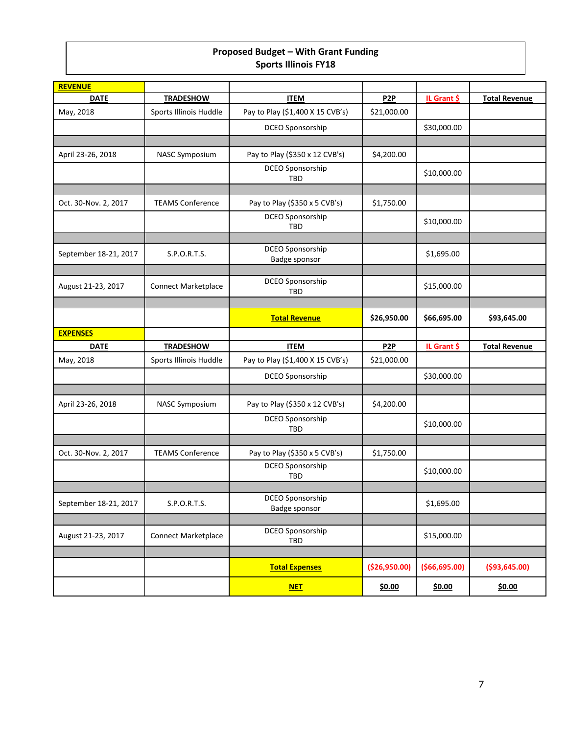## Proposed Budget – With Grant Funding
## Sports Illinois FY18

| **REVENUE** | | | | | |
|---|---|---|---|---|---|
| **DATE** | **TRADESHOW** | **ITEM** | **P2P** | **IL Grant $** | **Total Revenue** |
| May, 2018 | Sports Illinois Huddle | Pay to Play ($1,400 X 15 CVB's) | $21,000.00 | | |
| | | DCEO Sponsorship | | $30,000.00 | |
| | | | | | |
| April 23-26, 2018 | NASC Symposium | Pay to Play ($350 x 12 CVB's) | $4,200.00 | | |
| | | DCEO Sponsorship TBD | | $10,000.00 | |
| | | | | | |
| Oct. 30-Nov. 2, 2017 | TEAMS Conference | Pay to Play ($350 x 5 CVB's) | $1,750.00 | | |
| | | DCEO Sponsorship TBD | | $10,000.00 | |
| | | | | | |
| September 18-21, 2017 | S.P.O.R.T.S. | DCEO Sponsorship Badge sponsor | | $1,695.00 | |
| | | | | | |
| August 21-23, 2017 | Connect Marketplace | DCEO Sponsorship TBD | | $15,000.00 | |
| | | | | | |
| | | **Total Revenue** | **$26,950.00** | **$66,695.00** | **$93,645.00** |
| **EXPENSES** | | | | | |
| **DATE** | **TRADESHOW** | **ITEM** | **P2P** | **IL Grant $** | **Total Revenue** |
| May, 2018 | Sports Illinois Huddle | Pay to Play ($1,400 X 15 CVB's) | $21,000.00 | | |
| | | DCEO Sponsorship | | $30,000.00 | |
| | | | | | |
| April 23-26, 2018 | NASC Symposium | Pay to Play ($350 x 12 CVB's) | $4,200.00 | | |
| | | DCEO Sponsorship TBD | | $10,000.00 | |
| | | | | | |
| Oct. 30-Nov. 2, 2017 | TEAMS Conference | Pay to Play ($350 x 5 CVB's) | $1,750.00 | | |
| | | DCEO Sponsorship TBD | | $10,000.00 | |
| | | | | | |
| September 18-21, 2017 | S.P.O.R.T.S. | DCEO Sponsorship Badge sponsor | | $1,695.00 | |
| | | | | | |
| August 21-23, 2017 | Connect Marketplace | DCEO Sponsorship TBD | | $15,000.00 | |
| | | | | | |
| | | **Total Expenses** | **($26,950.00)** | **($66,695.00)** | **($93,645.00)** |
| | | **NET** | **$0.00** | **$0.00** | **$0.00** |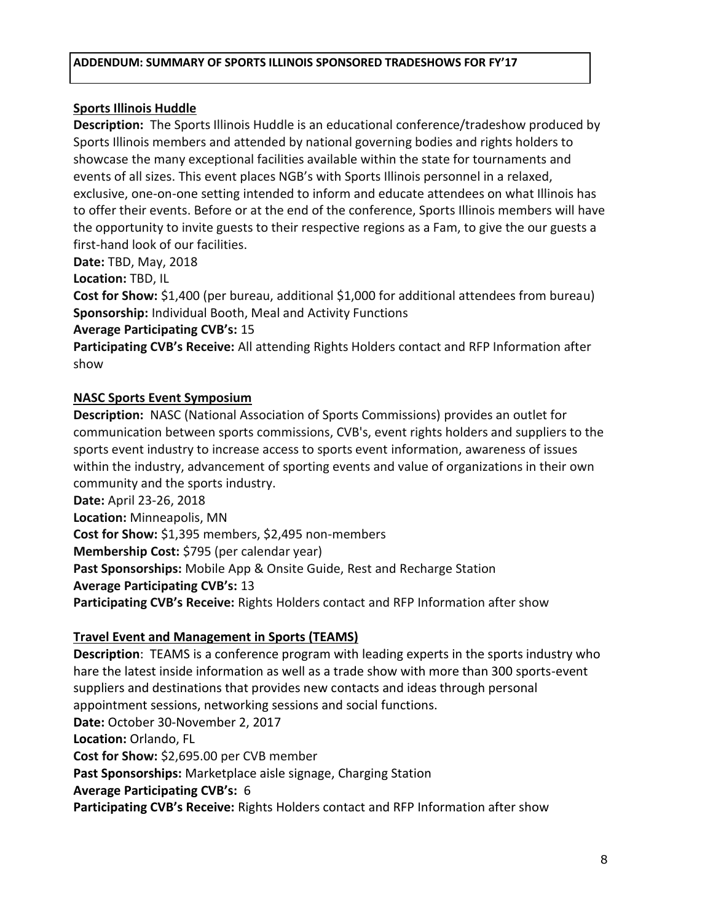**ADDENDUM: SUMMARY OF SPORTS ILLINOIS SPONSORED TRADESHOWS FOR FY'17**

**Sports Illinois Huddle**

**Description:** The Sports Illinois Huddle is an educational conference/tradeshow produced by Sports Illinois members and attended by national governing bodies and rights holders to showcase the many exceptional facilities available within the state for tournaments and events of all sizes. This event places NGB's with Sports Illinois personnel in a relaxed, exclusive, one-on-one setting intended to inform and educate attendees on what Illinois has to offer their events. Before or at the end of the conference, Sports Illinois members will have the opportunity to invite guests to their respective regions as a Fam, to give the our guests a first-hand look of our facilities.

**Date:** TBD, May, 2018

**Location:** TBD, IL

**Cost for Show:** $1,400 (per bureau, additional $1,000 for additional attendees from bureau)

**Sponsorship:** Individual Booth, Meal and Activity Functions

**Average Participating CVB's:** 15

**Participating CVB's Receive:** All attending Rights Holders contact and RFP Information after show

**NASC Sports Event Symposium**

**Description:** NASC (National Association of Sports Commissions) provides an outlet for communication between sports commissions, CVB's, event rights holders and suppliers to the sports event industry to increase access to sports event information, awareness of issues within the industry, advancement of sporting events and value of organizations in their own community and the sports industry.

**Date:** April 23-26, 2018

**Location:** Minneapolis, MN

**Cost for Show:** $1,395 members, $2,495 non-members

**Membership Cost:** $795 (per calendar year)

**Past Sponsorships:** Mobile App & Onsite Guide, Rest and Recharge Station

**Average Participating CVB's:** 13

**Participating CVB's Receive:** Rights Holders contact and RFP Information after show

**Travel Event and Management in Sports (TEAMS)**

**Description**: TEAMS is a conference program with leading experts in the sports industry who hare the latest inside information as well as a trade show with more than 300 sports-event suppliers and destinations that provides new contacts and ideas through personal appointment sessions, networking sessions and social functions.

**Date:** October 30-November 2, 2017

**Location:** Orlando, FL

**Cost for Show:** $2,695.00 per CVB member

**Past Sponsorships:** Marketplace aisle signage, Charging Station

**Average Participating CVB's:** 6

**Participating CVB's Receive:** Rights Holders contact and RFP Information after show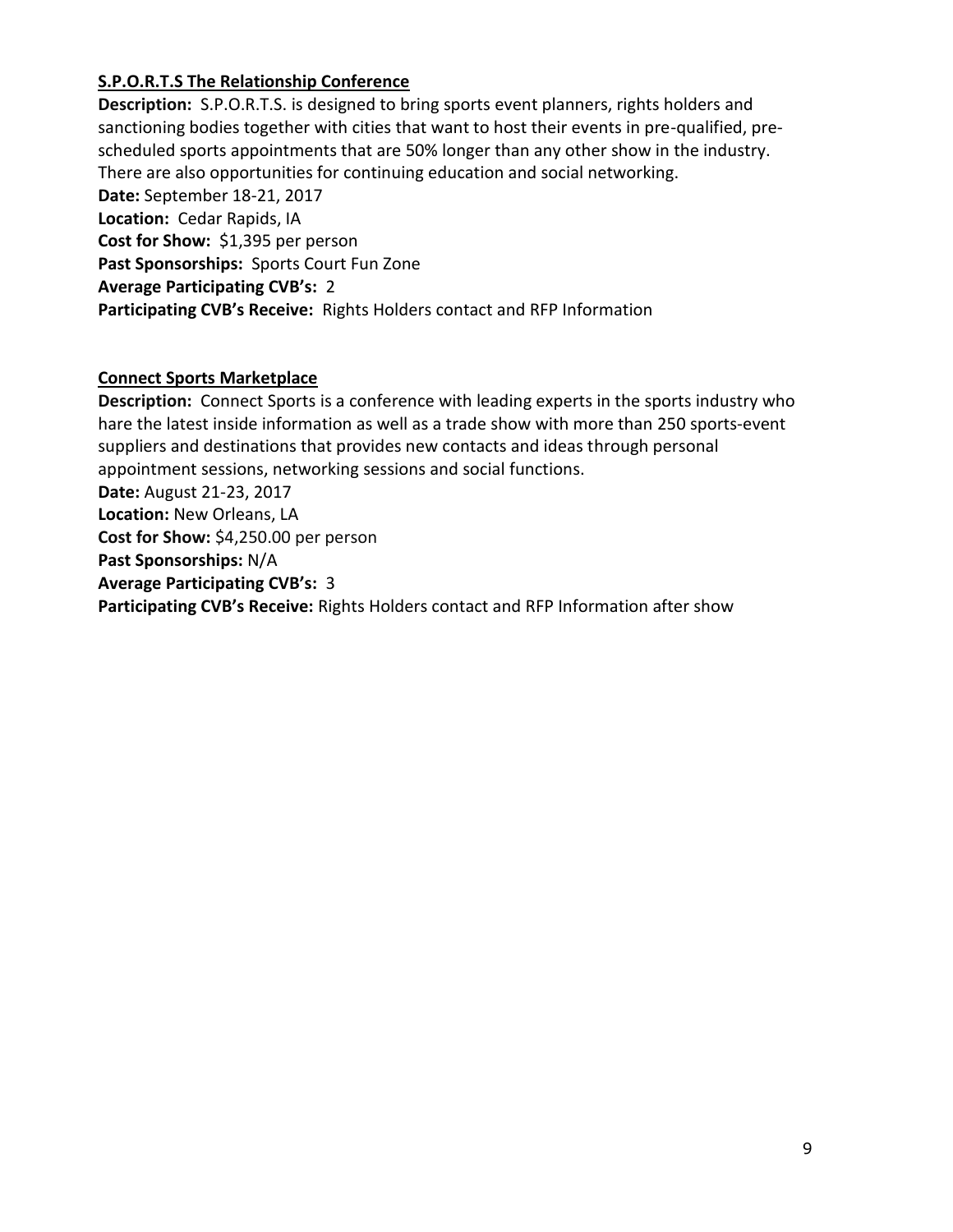**S.P.O.R.T.S The Relationship Conference**

**Description:** S.P.O.R.T.S. is designed to bring sports event planners, rights holders and sanctioning bodies together with cities that want to host their events in pre-qualified, pre-scheduled sports appointments that are 50% longer than any other show in the industry. There are also opportunities for continuing education and social networking.

**Date:** September 18-21, 2017

**Location:** Cedar Rapids, IA

**Cost for Show:** $1,395 per person

**Past Sponsorships:** Sports Court Fun Zone

**Average Participating CVB's:** 2

**Participating CVB's Receive:** Rights Holders contact and RFP Information

**Connect Sports Marketplace**

**Description:** Connect Sports is a conference with leading experts in the sports industry who hare the latest inside information as well as a trade show with more than 250 sports-event suppliers and destinations that provides new contacts and ideas through personal appointment sessions, networking sessions and social functions.

**Date:** August 21-23, 2017

**Location:** New Orleans, LA

**Cost for Show:** $4,250.00 per person

**Past Sponsorships:** N/A

**Average Participating CVB's:** 3

**Participating CVB's Receive:** Rights Holders contact and RFP Information after show